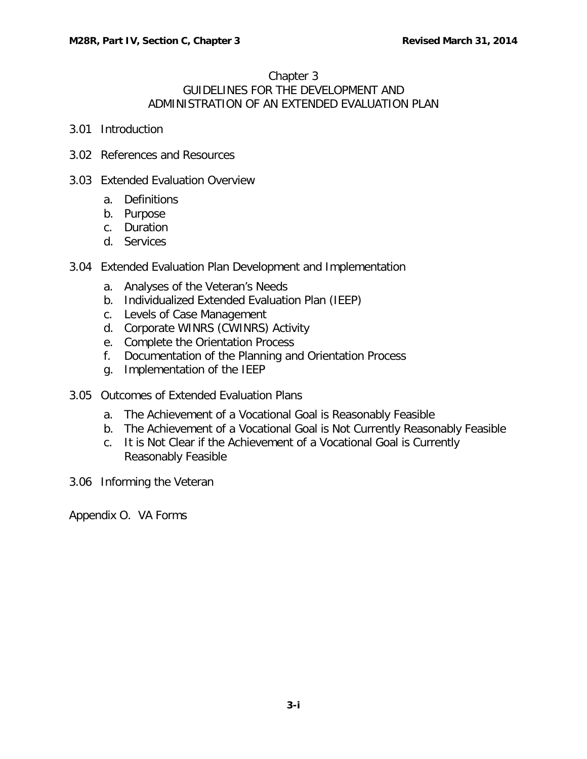# Chapter 3
## GUIDELINES FOR THE DEVELOPMENT AND ADMINISTRATION OF AN EXTENDED EVALUATION PLAN

3.01 Introduction

3.02 References and Resources

3.03 Extended Evaluation Overview

- a. Definitions
- b. Purpose
- c. Duration
- d. Services

3.04 Extended Evaluation Plan Development and Implementation

- a. Analyses of the Veteran's Needs
- b. Individualized Extended Evaluation Plan (IEEP)
- c. Levels of Case Management
- d. Corporate WINRS (CWINRS) Activity
- e. Complete the Orientation Process
- f. Documentation of the Planning and Orientation Process
- g. Implementation of the IEEP

3.05 Outcomes of Extended Evaluation Plans

- a. The Achievement of a Vocational Goal is Reasonably Feasible
- b. The Achievement of a Vocational Goal is Not Currently Reasonably Feasible
- c. It is Not Clear if the Achievement of a Vocational Goal is Currently Reasonably Feasible

3.06 Informing the Veteran

Appendix O. VA Forms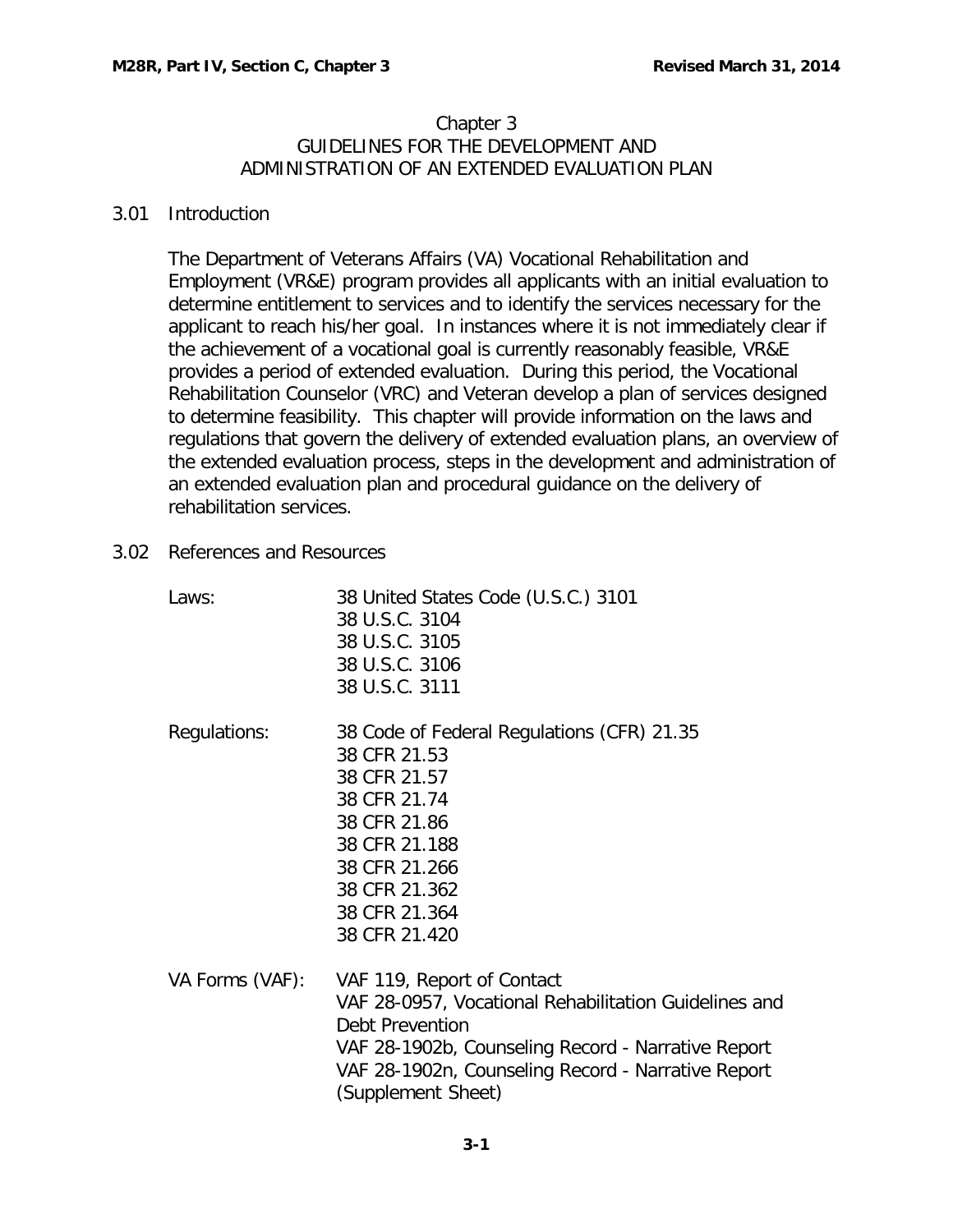# Chapter 3
## GUIDELINES FOR THE DEVELOPMENT AND ADMINISTRATION OF AN EXTENDED EVALUATION PLAN

## 3.01 Introduction

The Department of Veterans Affairs (VA) Vocational Rehabilitation and Employment (VR&E) program provides all applicants with an initial evaluation to determine entitlement to services and to identify the services necessary for the applicant to reach his/her goal. In instances where it is not immediately clear if the achievement of a vocational goal is currently reasonably feasible, VR&E provides a period of extended evaluation. During this period, the Vocational Rehabilitation Counselor (VRC) and Veteran develop a plan of services designed to determine feasibility. This chapter will provide information on the laws and regulations that govern the delivery of extended evaluation plans, an overview of the extended evaluation process, steps in the development and administration of an extended evaluation plan and procedural guidance on the delivery of rehabilitation services.

## 3.02 References and Resources

| | |
|---|---|
| Laws: | 38 United States Code (U.S.C.) 3101<br>38 U.S.C. 3104<br>38 U.S.C. 3105<br>38 U.S.C. 3106<br>38 U.S.C. 3111 |
| Regulations: | 38 Code of Federal Regulations (CFR) 21.35<br>38 CFR 21.53<br>38 CFR 21.57<br>38 CFR 21.74<br>38 CFR 21.86<br>38 CFR 21.188<br>38 CFR 21.266<br>38 CFR 21.362<br>38 CFR 21.364<br>38 CFR 21.420 |
| VA Forms (VAF): | VAF 119, Report of Contact<br>VAF 28-0957, Vocational Rehabilitation Guidelines and Debt Prevention<br>VAF 28-1902b, Counseling Record - Narrative Report<br>VAF 28-1902n, Counseling Record - Narrative Report (Supplement Sheet) |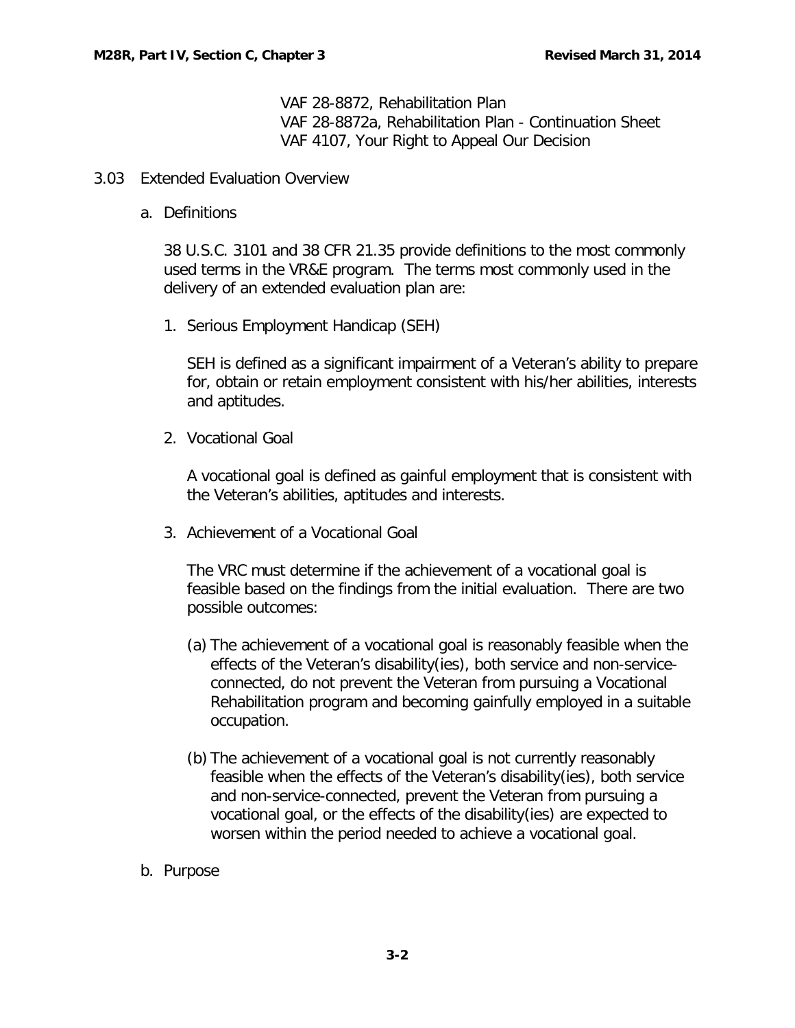VAF 28-8872, Rehabilitation Plan
VAF 28-8872a, Rehabilitation Plan - Continuation Sheet
VAF 4107, Your Right to Appeal Our Decision

## 3.03 Extended Evaluation Overview

### a. Definitions

38 U.S.C. 3101 and 38 CFR 21.35 provide definitions to the most commonly used terms in the VR&E program. The terms most commonly used in the delivery of an extended evaluation plan are:

1. Serious Employment Handicap (SEH)

   SEH is defined as a significant impairment of a Veteran's ability to prepare for, obtain or retain employment consistent with his/her abilities, interests and aptitudes.

2. Vocational Goal

   A vocational goal is defined as gainful employment that is consistent with the Veteran's abilities, aptitudes and interests.

3. Achievement of a Vocational Goal

   The VRC must determine if the achievement of a vocational goal is feasible based on the findings from the initial evaluation. There are two possible outcomes:

   (a) The achievement of a vocational goal is reasonably feasible when the effects of the Veteran's disability(ies), both service and non-service-connected, do not prevent the Veteran from pursuing a Vocational Rehabilitation program and becoming gainfully employed in a suitable occupation.

   (b) The achievement of a vocational goal is not currently reasonably feasible when the effects of the Veteran's disability(ies), both service and non-service-connected, prevent the Veteran from pursuing a vocational goal, or the effects of the disability(ies) are expected to worsen within the period needed to achieve a vocational goal.

### b. Purpose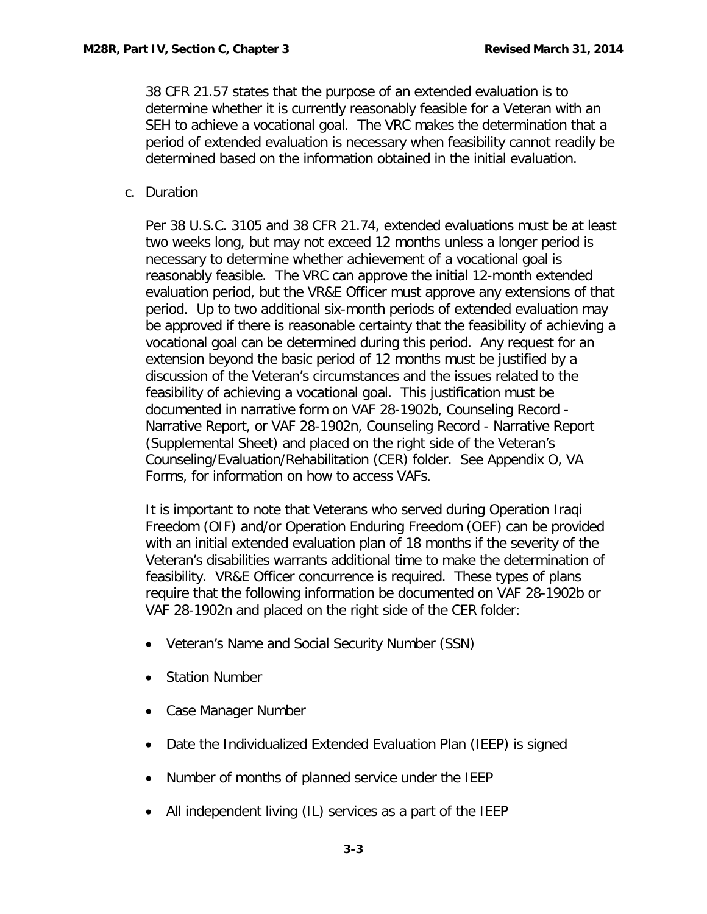38 CFR 21.57 states that the purpose of an extended evaluation is to determine whether it is currently reasonably feasible for a Veteran with an SEH to achieve a vocational goal. The VRC makes the determination that a period of extended evaluation is necessary when feasibility cannot readily be determined based on the information obtained in the initial evaluation.

c. Duration

Per 38 U.S.C. 3105 and 38 CFR 21.74, extended evaluations must be at least two weeks long, but may not exceed 12 months unless a longer period is necessary to determine whether achievement of a vocational goal is reasonably feasible. The VRC can approve the initial 12-month extended evaluation period, but the VR&E Officer must approve any extensions of that period. Up to two additional six-month periods of extended evaluation may be approved if there is reasonable certainty that the feasibility of achieving a vocational goal can be determined during this period. Any request for an extension beyond the basic period of 12 months must be justified by a discussion of the Veteran's circumstances and the issues related to the feasibility of achieving a vocational goal. This justification must be documented in narrative form on VAF 28-1902b, Counseling Record - Narrative Report, or VAF 28-1902n, Counseling Record - Narrative Report (Supplemental Sheet) and placed on the right side of the Veteran's Counseling/Evaluation/Rehabilitation (CER) folder. See Appendix O, VA Forms, for information on how to access VAFs.

It is important to note that Veterans who served during Operation Iraqi Freedom (OIF) and/or Operation Enduring Freedom (OEF) can be provided with an initial extended evaluation plan of 18 months if the severity of the Veteran's disabilities warrants additional time to make the determination of feasibility. VR&E Officer concurrence is required. These types of plans require that the following information be documented on VAF 28-1902b or VAF 28-1902n and placed on the right side of the CER folder:

- Veteran's Name and Social Security Number (SSN)
- Station Number
- Case Manager Number
- Date the Individualized Extended Evaluation Plan (IEEP) is signed
- Number of months of planned service under the IEEP
- All independent living (IL) services as a part of the IEEP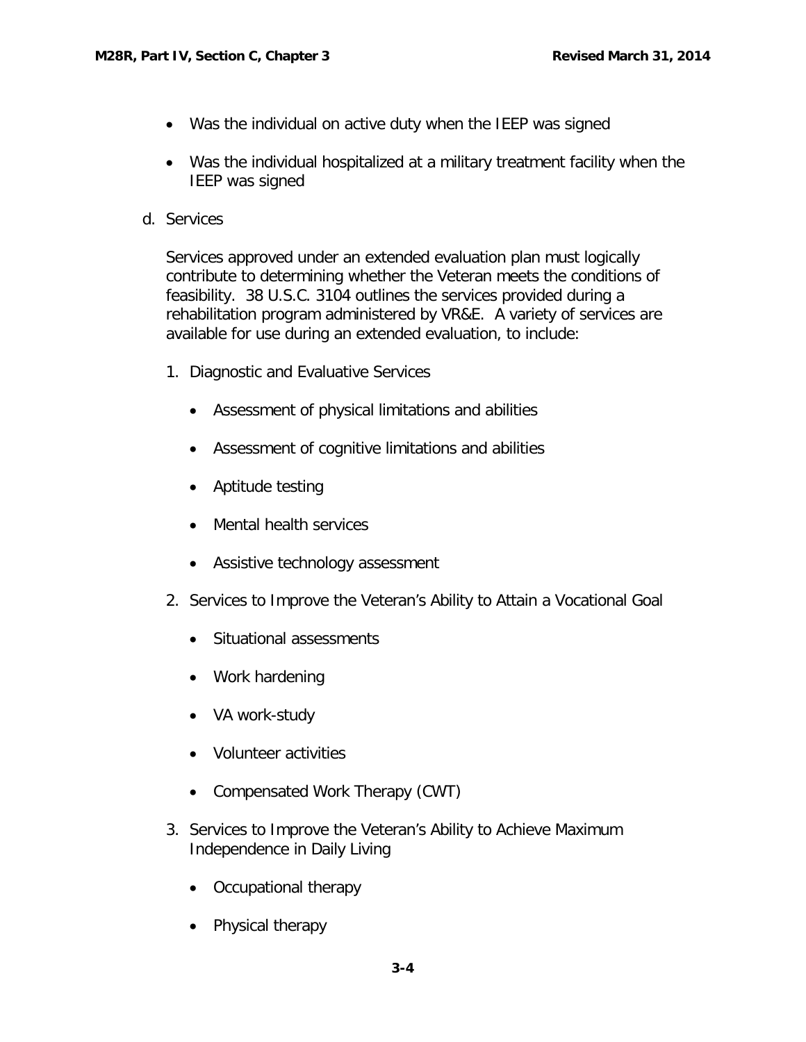- Was the individual on active duty when the IEEP was signed

- Was the individual hospitalized at a military treatment facility when the IEEP was signed

d. Services

   Services approved under an extended evaluation plan must logically contribute to determining whether the Veteran meets the conditions of feasibility. 38 U.S.C. 3104 outlines the services provided during a rehabilitation program administered by VR&E. A variety of services are available for use during an extended evaluation, to include:

   1. Diagnostic and Evaluative Services

      - Assessment of physical limitations and abilities
      - Assessment of cognitive limitations and abilities
      - Aptitude testing
      - Mental health services
      - Assistive technology assessment

   2. Services to Improve the Veteran's Ability to Attain a Vocational Goal

      - Situational assessments
      - Work hardening
      - VA work-study
      - Volunteer activities
      - Compensated Work Therapy (CWT)

   3. Services to Improve the Veteran's Ability to Achieve Maximum Independence in Daily Living

      - Occupational therapy
      - Physical therapy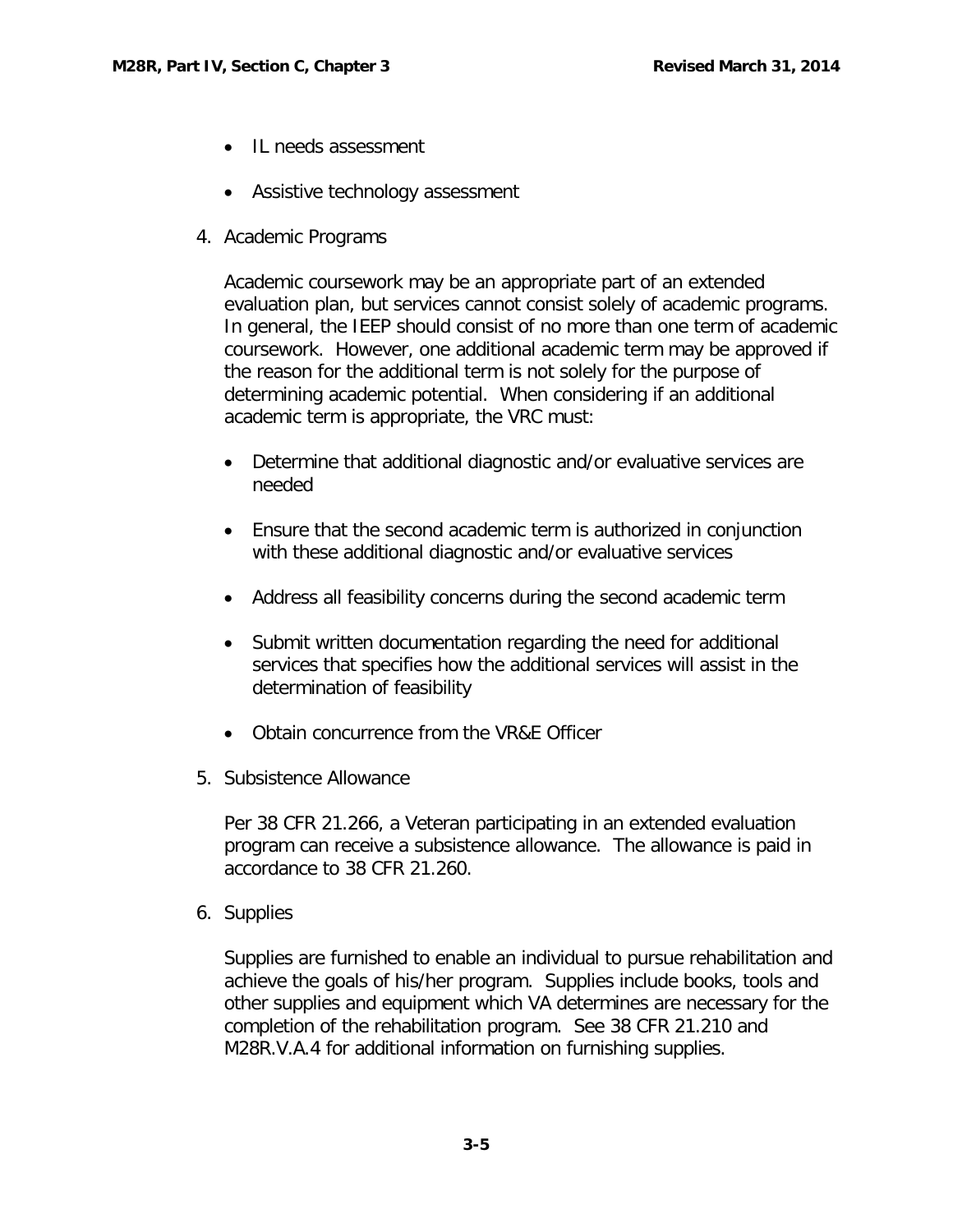- IL needs assessment
- Assistive technology assessment

4. Academic Programs

   Academic coursework may be an appropriate part of an extended evaluation plan, but services cannot consist solely of academic programs. In general, the IEEP should consist of no more than one term of academic coursework. However, one additional academic term may be approved if the reason for the additional term is not solely for the purpose of determining academic potential. When considering if an additional academic term is appropriate, the VRC must:

   - Determine that additional diagnostic and/or evaluative services are needed
   - Ensure that the second academic term is authorized in conjunction with these additional diagnostic and/or evaluative services
   - Address all feasibility concerns during the second academic term
   - Submit written documentation regarding the need for additional services that specifies how the additional services will assist in the determination of feasibility
   - Obtain concurrence from the VR&E Officer

5. Subsistence Allowance

   Per 38 CFR 21.266, a Veteran participating in an extended evaluation program can receive a subsistence allowance. The allowance is paid in accordance to 38 CFR 21.260.

6. Supplies

   Supplies are furnished to enable an individual to pursue rehabilitation and achieve the goals of his/her program. Supplies include books, tools and other supplies and equipment which VA determines are necessary for the completion of the rehabilitation program. See 38 CFR 21.210 and M28R.V.A.4 for additional information on furnishing supplies.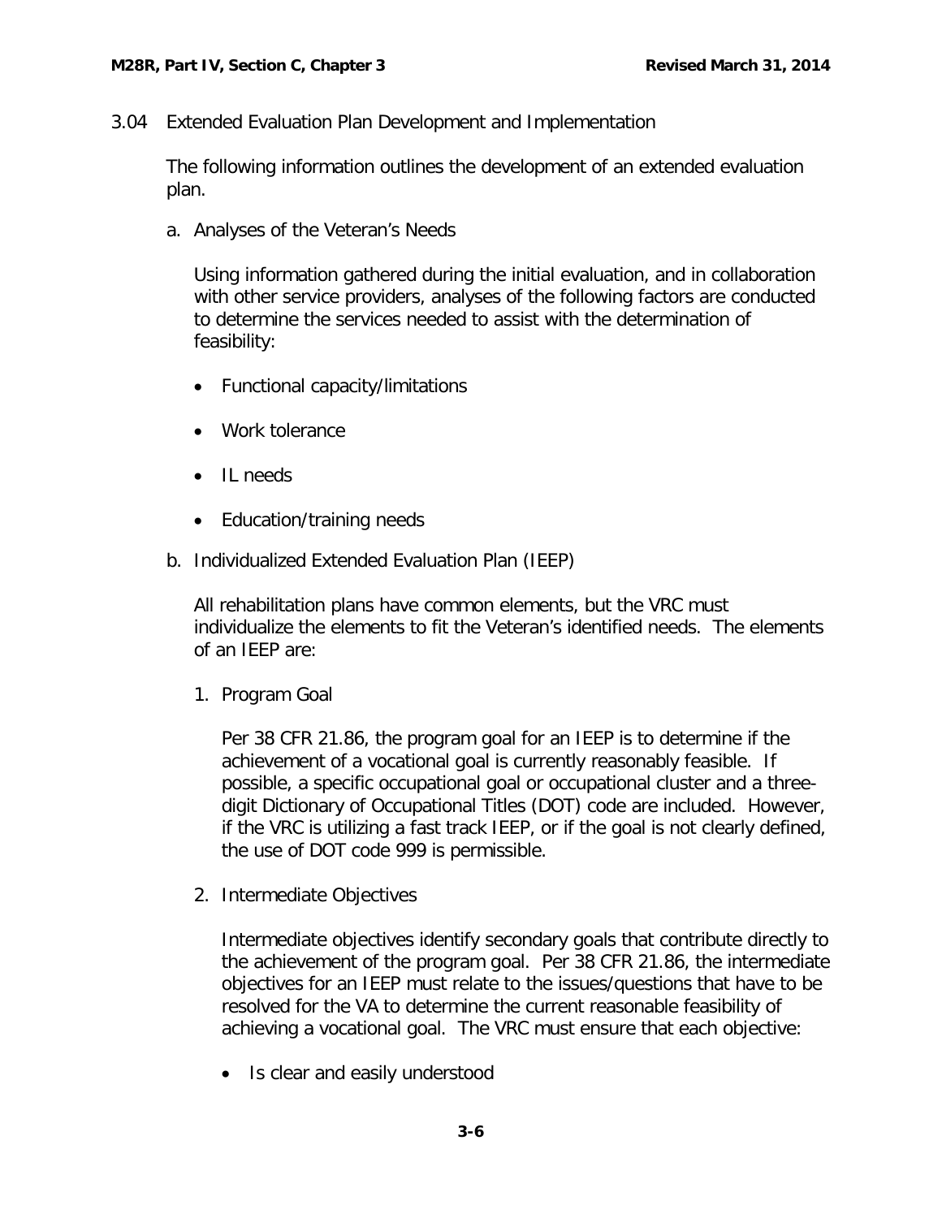## 3.04 Extended Evaluation Plan Development and Implementation

The following information outlines the development of an extended evaluation plan.

### a. Analyses of the Veteran's Needs

Using information gathered during the initial evaluation, and in collaboration with other service providers, analyses of the following factors are conducted to determine the services needed to assist with the determination of feasibility:

- Functional capacity/limitations
- Work tolerance
- IL needs
- Education/training needs

### b. Individualized Extended Evaluation Plan (IEEP)

All rehabilitation plans have common elements, but the VRC must individualize the elements to fit the Veteran's identified needs. The elements of an IEEP are:

1. Program Goal

   Per 38 CFR 21.86, the program goal for an IEEP is to determine if the achievement of a vocational goal is currently reasonably feasible. If possible, a specific occupational goal or occupational cluster and a three-digit Dictionary of Occupational Titles (DOT) code are included. However, if the VRC is utilizing a fast track IEEP, or if the goal is not clearly defined, the use of DOT code 999 is permissible.

2. Intermediate Objectives

   Intermediate objectives identify secondary goals that contribute directly to the achievement of the program goal. Per 38 CFR 21.86, the intermediate objectives for an IEEP must relate to the issues/questions that have to be resolved for the VA to determine the current reasonable feasibility of achieving a vocational goal. The VRC must ensure that each objective:

   - Is clear and easily understood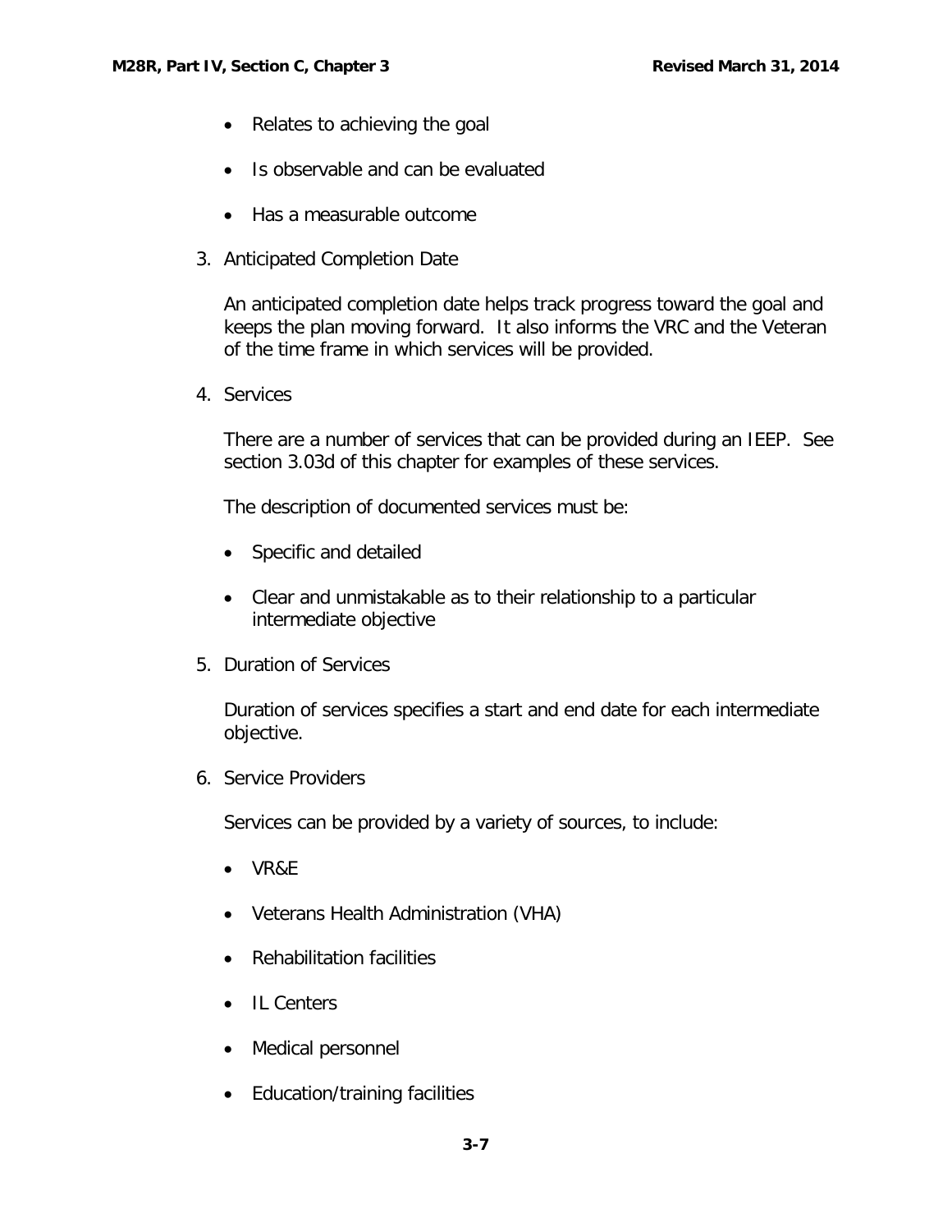- Relates to achieving the goal
- Is observable and can be evaluated
- Has a measurable outcome

3. Anticipated Completion Date

   An anticipated completion date helps track progress toward the goal and keeps the plan moving forward. It also informs the VRC and the Veteran of the time frame in which services will be provided.

4. Services

   There are a number of services that can be provided during an IEEP. See section 3.03d of this chapter for examples of these services.

   The description of documented services must be:

   - Specific and detailed
   - Clear and unmistakable as to their relationship to a particular intermediate objective

5. Duration of Services

   Duration of services specifies a start and end date for each intermediate objective.

6. Service Providers

   Services can be provided by a variety of sources, to include:

   - VR&E
   - Veterans Health Administration (VHA)
   - Rehabilitation facilities
   - IL Centers
   - Medical personnel
   - Education/training facilities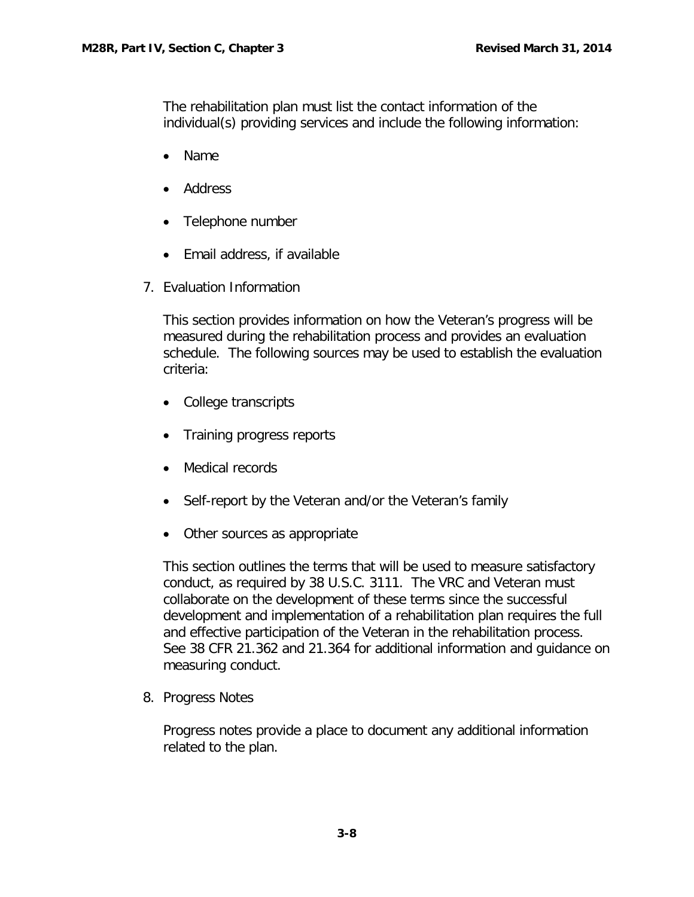The rehabilitation plan must list the contact information of the individual(s) providing services and include the following information:

- Name
- Address
- Telephone number
- Email address, if available

7. Evaluation Information

   This section provides information on how the Veteran's progress will be measured during the rehabilitation process and provides an evaluation schedule. The following sources may be used to establish the evaluation criteria:

   - College transcripts
   - Training progress reports
   - Medical records
   - Self-report by the Veteran and/or the Veteran's family
   - Other sources as appropriate

   This section outlines the terms that will be used to measure satisfactory conduct, as required by 38 U.S.C. 3111. The VRC and Veteran must collaborate on the development of these terms since the successful development and implementation of a rehabilitation plan requires the full and effective participation of the Veteran in the rehabilitation process. See 38 CFR 21.362 and 21.364 for additional information and guidance on measuring conduct.

8. Progress Notes

   Progress notes provide a place to document any additional information related to the plan.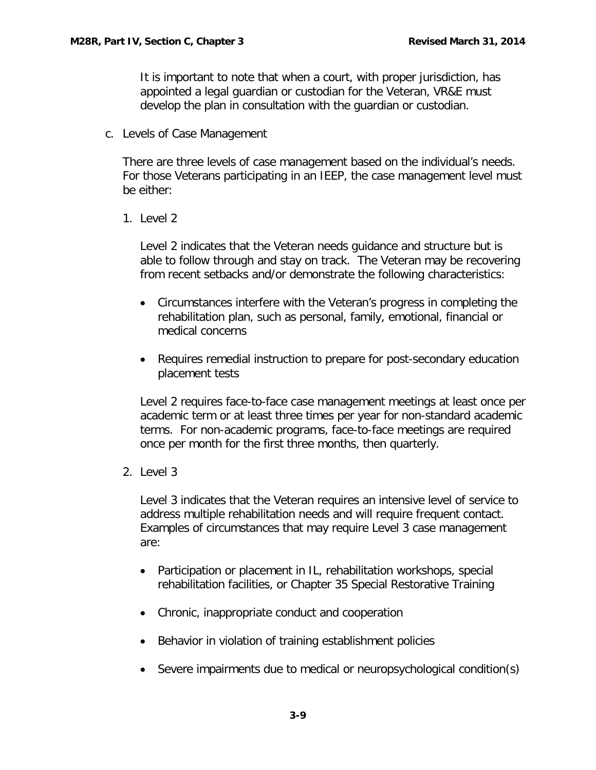It is important to note that when a court, with proper jurisdiction, has appointed a legal guardian or custodian for the Veteran, VR&E must develop the plan in consultation with the guardian or custodian.

c. Levels of Case Management

There are three levels of case management based on the individual's needs. For those Veterans participating in an IEEP, the case management level must be either:

1. Level 2

   Level 2 indicates that the Veteran needs guidance and structure but is able to follow through and stay on track. The Veteran may be recovering from recent setbacks and/or demonstrate the following characteristics:

   - Circumstances interfere with the Veteran's progress in completing the rehabilitation plan, such as personal, family, emotional, financial or medical concerns

   - Requires remedial instruction to prepare for post-secondary education placement tests

   Level 2 requires face-to-face case management meetings at least once per academic term or at least three times per year for non-standard academic terms. For non-academic programs, face-to-face meetings are required once per month for the first three months, then quarterly.

2. Level 3

   Level 3 indicates that the Veteran requires an intensive level of service to address multiple rehabilitation needs and will require frequent contact. Examples of circumstances that may require Level 3 case management are:

   - Participation or placement in IL, rehabilitation workshops, special rehabilitation facilities, or Chapter 35 Special Restorative Training

   - Chronic, inappropriate conduct and cooperation

   - Behavior in violation of training establishment policies

   - Severe impairments due to medical or neuropsychological condition(s)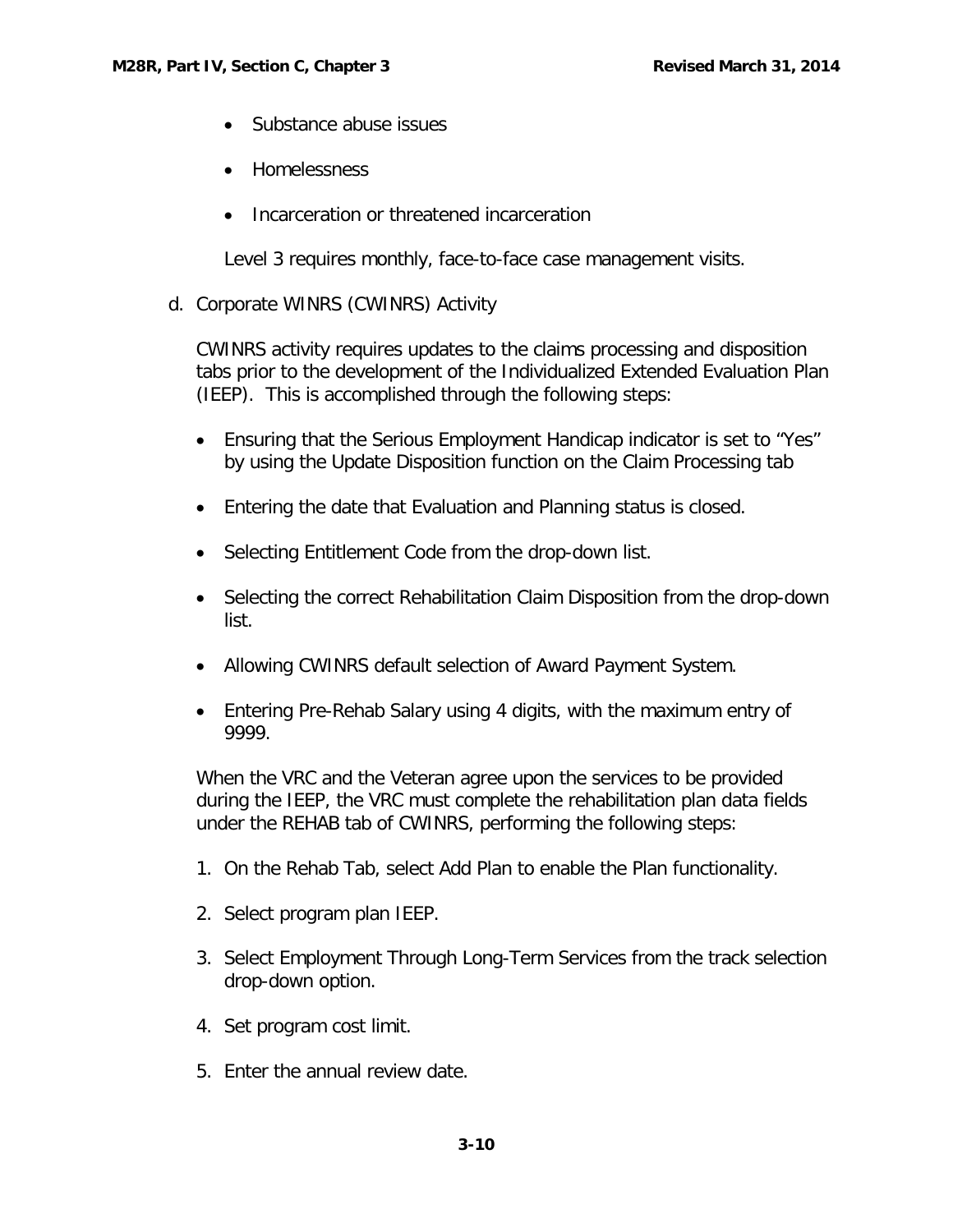- Substance abuse issues
- Homelessness
- Incarceration or threatened incarceration

Level 3 requires monthly, face-to-face case management visits.

d. Corporate WINRS (CWINRS) Activity

CWINRS activity requires updates to the claims processing and disposition tabs prior to the development of the Individualized Extended Evaluation Plan (IEEP). This is accomplished through the following steps:

- Ensuring that the Serious Employment Handicap indicator is set to "Yes" by using the Update Disposition function on the Claim Processing tab
- Entering the date that Evaluation and Planning status is closed.
- Selecting Entitlement Code from the drop-down list.
- Selecting the correct Rehabilitation Claim Disposition from the drop-down list.
- Allowing CWINRS default selection of Award Payment System.
- Entering Pre-Rehab Salary using 4 digits, with the maximum entry of 9999.

When the VRC and the Veteran agree upon the services to be provided during the IEEP, the VRC must complete the rehabilitation plan data fields under the REHAB tab of CWINRS, performing the following steps:

1. On the Rehab Tab, select Add Plan to enable the Plan functionality.
2. Select program plan IEEP.
3. Select Employment Through Long-Term Services from the track selection drop-down option.
4. Set program cost limit.
5. Enter the annual review date.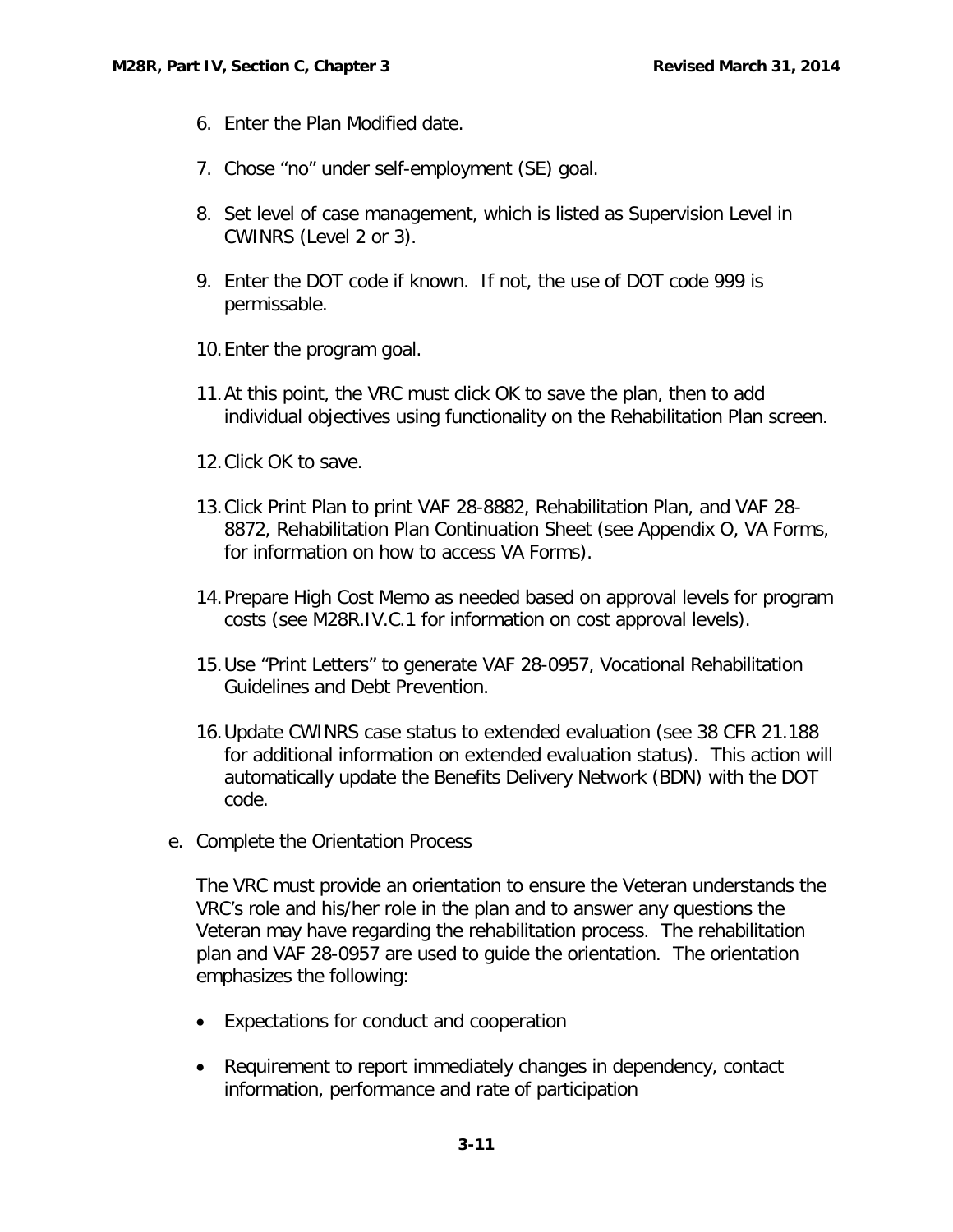6. Enter the Plan Modified date.

7. Chose "no" under self-employment (SE) goal.

8. Set level of case management, which is listed as Supervision Level in CWINRS (Level 2 or 3).

9. Enter the DOT code if known. If not, the use of DOT code 999 is permissable.

10. Enter the program goal.

11. At this point, the VRC must click OK to save the plan, then to add individual objectives using functionality on the Rehabilitation Plan screen.

12. Click OK to save.

13. Click Print Plan to print VAF 28-8882, Rehabilitation Plan, and VAF 28-8872, Rehabilitation Plan Continuation Sheet (see Appendix O, VA Forms, for information on how to access VA Forms).

14. Prepare High Cost Memo as needed based on approval levels for program costs (see M28R.IV.C.1 for information on cost approval levels).

15. Use "Print Letters" to generate VAF 28-0957, Vocational Rehabilitation Guidelines and Debt Prevention.

16. Update CWINRS case status to extended evaluation (see 38 CFR 21.188 for additional information on extended evaluation status). This action will automatically update the Benefits Delivery Network (BDN) with the DOT code.

e. Complete the Orientation Process

The VRC must provide an orientation to ensure the Veteran understands the VRC's role and his/her role in the plan and to answer any questions the Veteran may have regarding the rehabilitation process. The rehabilitation plan and VAF 28-0957 are used to guide the orientation. The orientation emphasizes the following:

- Expectations for conduct and cooperation
- Requirement to report immediately changes in dependency, contact information, performance and rate of participation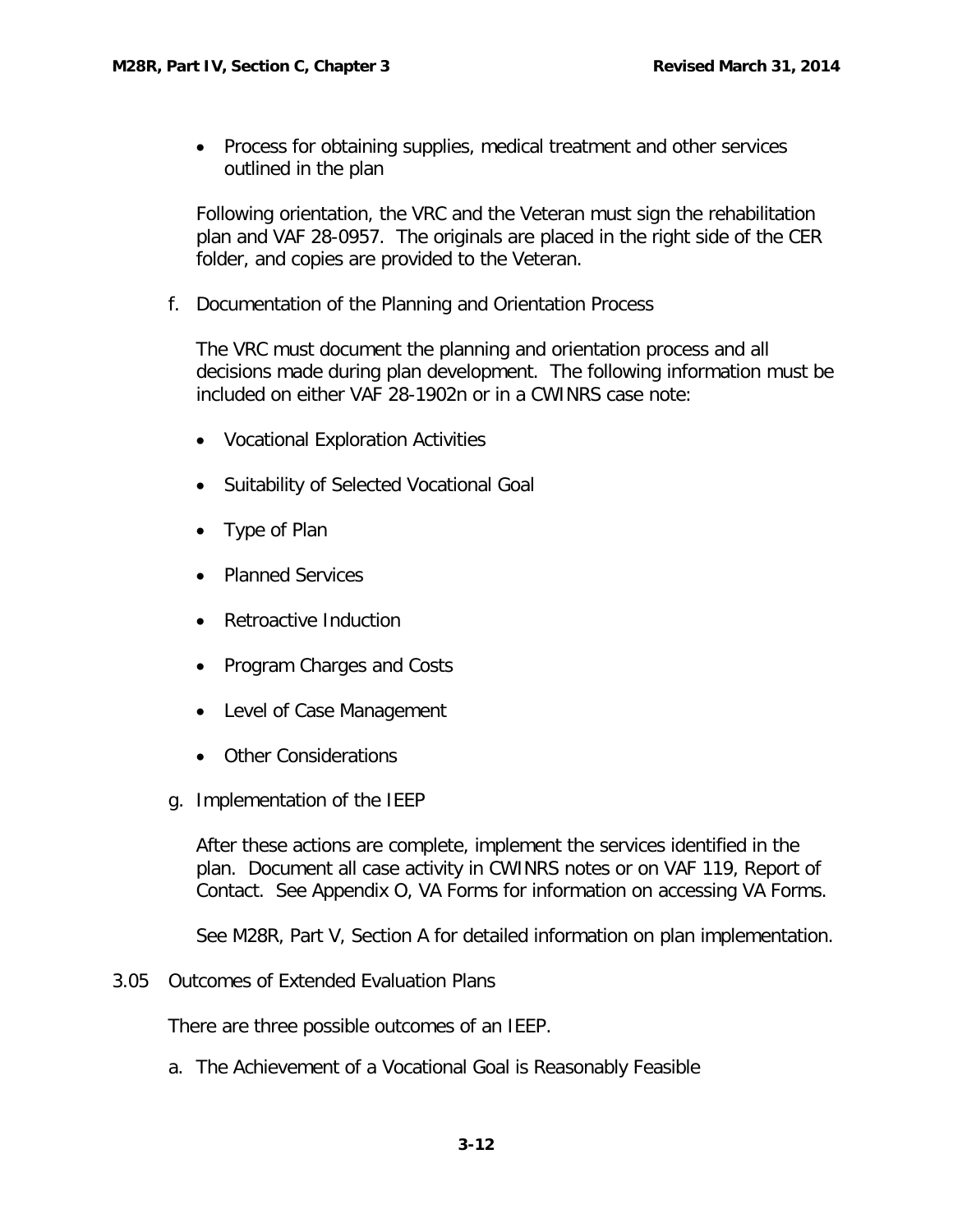- Process for obtaining supplies, medical treatment and other services outlined in the plan

Following orientation, the VRC and the Veteran must sign the rehabilitation plan and VAF 28-0957. The originals are placed in the right side of the CER folder, and copies are provided to the Veteran.

f. Documentation of the Planning and Orientation Process

The VRC must document the planning and orientation process and all decisions made during plan development. The following information must be included on either VAF 28-1902n or in a CWINRS case note:

- Vocational Exploration Activities
- Suitability of Selected Vocational Goal
- Type of Plan
- Planned Services
- Retroactive Induction
- Program Charges and Costs
- Level of Case Management
- Other Considerations

g. Implementation of the IEEP

After these actions are complete, implement the services identified in the plan. Document all case activity in CWINRS notes or on VAF 119, Report of Contact. See Appendix O, VA Forms for information on accessing VA Forms.

See M28R, Part V, Section A for detailed information on plan implementation.

3.05 Outcomes of Extended Evaluation Plans

There are three possible outcomes of an IEEP.

a. The Achievement of a Vocational Goal is Reasonably Feasible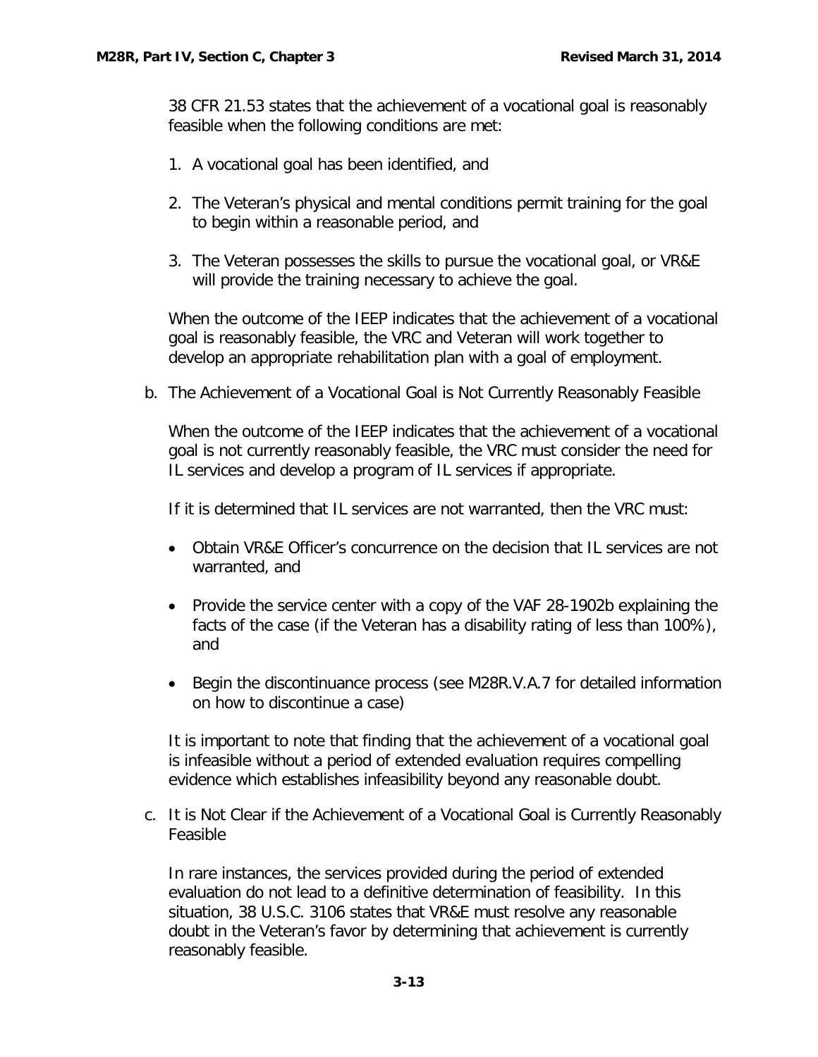38 CFR 21.53 states that the achievement of a vocational goal is reasonably feasible when the following conditions are met:

1. A vocational goal has been identified, and

2. The Veteran's physical and mental conditions permit training for the goal to begin within a reasonable period, and

3. The Veteran possesses the skills to pursue the vocational goal, or VR&E will provide the training necessary to achieve the goal.

When the outcome of the IEEP indicates that the achievement of a vocational goal is reasonably feasible, the VRC and Veteran will work together to develop an appropriate rehabilitation plan with a goal of employment.

b. The Achievement of a Vocational Goal is Not Currently Reasonably Feasible

When the outcome of the IEEP indicates that the achievement of a vocational goal is not currently reasonably feasible, the VRC must consider the need for IL services and develop a program of IL services if appropriate.

If it is determined that IL services are not warranted, then the VRC must:

- Obtain VR&E Officer's concurrence on the decision that IL services are not warranted, and

- Provide the service center with a copy of the VAF 28-1902b explaining the facts of the case (if the Veteran has a disability rating of less than 100%), and

- Begin the discontinuance process (see M28R.V.A.7 for detailed information on how to discontinue a case)

It is important to note that finding that the achievement of a vocational goal is infeasible without a period of extended evaluation requires compelling evidence which establishes infeasibility beyond any reasonable doubt.

c. It is Not Clear if the Achievement of a Vocational Goal is Currently Reasonably Feasible

In rare instances, the services provided during the period of extended evaluation do not lead to a definitive determination of feasibility. In this situation, 38 U.S.C. 3106 states that VR&E must resolve any reasonable doubt in the Veteran's favor by determining that achievement is currently reasonably feasible.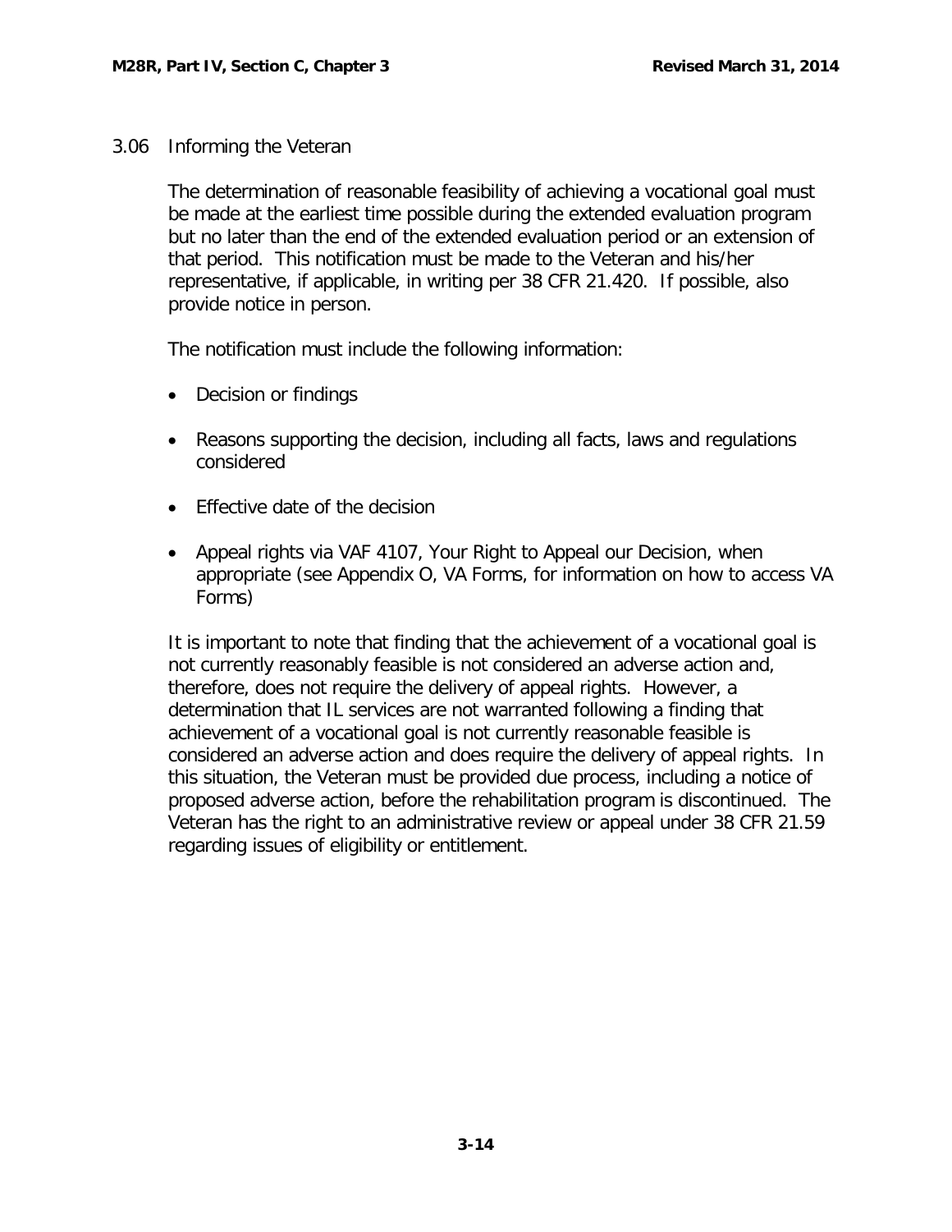## 3.06 Informing the Veteran

The determination of reasonable feasibility of achieving a vocational goal must be made at the earliest time possible during the extended evaluation program but no later than the end of the extended evaluation period or an extension of that period. This notification must be made to the Veteran and his/her representative, if applicable, in writing per 38 CFR 21.420. If possible, also provide notice in person.

The notification must include the following information:

- Decision or findings
- Reasons supporting the decision, including all facts, laws and regulations considered
- Effective date of the decision
- Appeal rights via VAF 4107, Your Right to Appeal our Decision, when appropriate (see Appendix O, VA Forms, for information on how to access VA Forms)

It is important to note that finding that the achievement of a vocational goal is not currently reasonably feasible is not considered an adverse action and, therefore, does not require the delivery of appeal rights. However, a determination that IL services are not warranted following a finding that achievement of a vocational goal is not currently reasonable feasible is considered an adverse action and does require the delivery of appeal rights. In this situation, the Veteran must be provided due process, including a notice of proposed adverse action, before the rehabilitation program is discontinued. The Veteran has the right to an administrative review or appeal under 38 CFR 21.59 regarding issues of eligibility or entitlement.